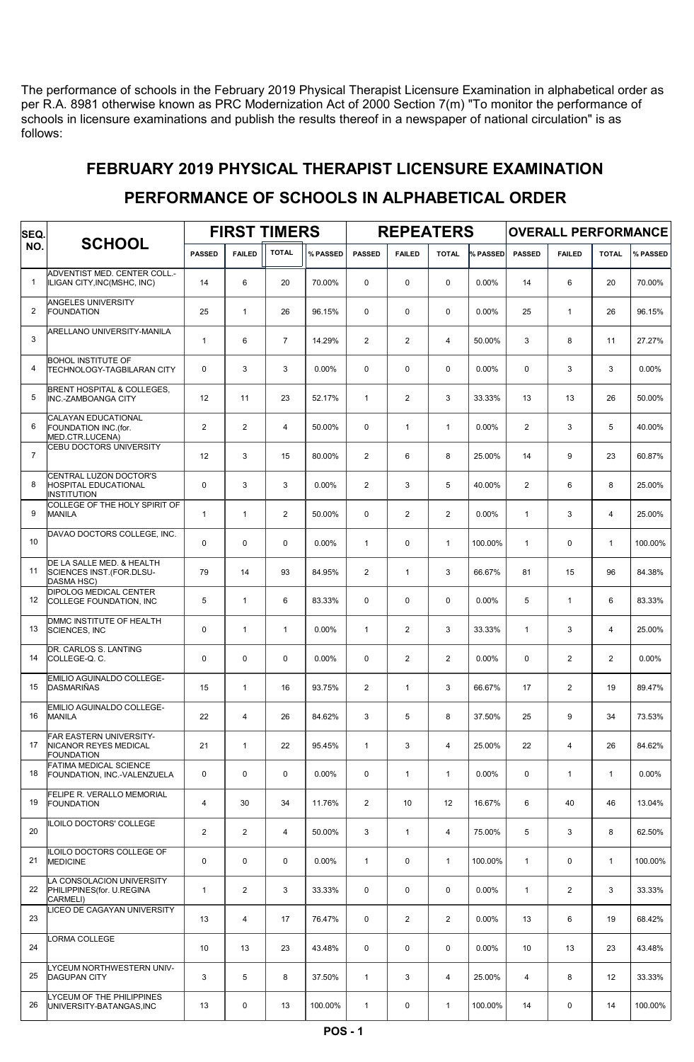The performance of schools in the February 2019 Physical Therapist Licensure Examination in alphabetical order as per R.A. 8981 otherwise known as PRC Modernization Act of 2000 Section 7(m) "To monitor the performance of schools in licensure examinations and publish the results thereof in a newspaper of national circulation" is as follows:

## FEBRUARY 2019 PHYSICAL THERAPIST LICENSURE EXAMINATION

## PERFORMANCE OF SCHOOLS IN ALPHABETICAL ORDER

| SEQ. NO. | SCHOOL | FIRST TIMERS | | | | REPEATERS | | | | OVERALL PERFORMANCE | | | |
|---|---|---|---|---|---|---|---|---|---|---|---|---|---|
| | | PASSED | FAILED | TOTAL | % PASSED | PASSED | FAILED | TOTAL | % PASSED | PASSED | FAILED | TOTAL | % PASSED |
| 1 | ADVENTIST MED. CENTER COLL.-ILIGAN CITY,INC(MSHC, INC) | 14 | 6 | 20 | 70.00% | 0 | 0 | 0 | 0.00% | 14 | 6 | 20 | 70.00% |
| 2 | ANGELES UNIVERSITY FOUNDATION | 25 | 1 | 26 | 96.15% | 0 | 0 | 0 | 0.00% | 25 | 1 | 26 | 96.15% |
| 3 | ARELLANO UNIVERSITY-MANILA | 1 | 6 | 7 | 14.29% | 2 | 2 | 4 | 50.00% | 3 | 8 | 11 | 27.27% |
| 4 | BOHOL INSTITUTE OF TECHNOLOGY-TAGBILARAN CITY | 0 | 3 | 3 | 0.00% | 0 | 0 | 0 | 0.00% | 0 | 3 | 3 | 0.00% |
| 5 | BRENT HOSPITAL & COLLEGES, INC.-ZAMBOANGA CITY | 12 | 11 | 23 | 52.17% | 1 | 2 | 3 | 33.33% | 13 | 13 | 26 | 50.00% |
| 6 | CALAYAN EDUCATIONAL FOUNDATION INC.(for. MED.CTR.LUCENA) | 2 | 2 | 4 | 50.00% | 0 | 1 | 1 | 0.00% | 2 | 3 | 5 | 40.00% |
| 7 | CEBU DOCTORS UNIVERSITY | 12 | 3 | 15 | 80.00% | 2 | 6 | 8 | 25.00% | 14 | 9 | 23 | 60.87% |
| 8 | CENTRAL LUZON DOCTOR'S HOSPITAL EDUCATIONAL INSTITUTION | 0 | 3 | 3 | 0.00% | 2 | 3 | 5 | 40.00% | 2 | 6 | 8 | 25.00% |
| 9 | COLLEGE OF THE HOLY SPIRIT OF MANILA | 1 | 1 | 2 | 50.00% | 0 | 2 | 2 | 0.00% | 1 | 3 | 4 | 25.00% |
| 10 | DAVAO DOCTORS COLLEGE, INC. | 0 | 0 | 0 | 0.00% | 1 | 0 | 1 | 100.00% | 1 | 0 | 1 | 100.00% |
| 11 | DE LA SALLE MED. & HEALTH SCIENCES INST.(FOR.DLSU-DASMA HSC) | 79 | 14 | 93 | 84.95% | 2 | 1 | 3 | 66.67% | 81 | 15 | 96 | 84.38% |
| 12 | DIPOLOG MEDICAL CENTER COLLEGE FOUNDATION, INC | 5 | 1 | 6 | 83.33% | 0 | 0 | 0 | 0.00% | 5 | 1 | 6 | 83.33% |
| 13 | DMMC INSTITUTE OF HEALTH SCIENCES, INC | 0 | 1 | 1 | 0.00% | 1 | 2 | 3 | 33.33% | 1 | 3 | 4 | 25.00% |
| 14 | DR. CARLOS S. LANTING COLLEGE-Q. C. | 0 | 0 | 0 | 0.00% | 0 | 2 | 2 | 0.00% | 0 | 2 | 2 | 0.00% |
| 15 | EMILIO AGUINALDO COLLEGE-DASMARIÑAS | 15 | 1 | 16 | 93.75% | 2 | 1 | 3 | 66.67% | 17 | 2 | 19 | 89.47% |
| 16 | EMILIO AGUINALDO COLLEGE-MANILA | 22 | 4 | 26 | 84.62% | 3 | 5 | 8 | 37.50% | 25 | 9 | 34 | 73.53% |
| 17 | FAR EASTERN UNIVERSITY-NICANOR REYES MEDICAL FOUNDATION | 21 | 1 | 22 | 95.45% | 1 | 3 | 4 | 25.00% | 22 | 4 | 26 | 84.62% |
| 18 | FATIMA MEDICAL SCIENCE FOUNDATION, INC.-VALENZUELA | 0 | 0 | 0 | 0.00% | 0 | 1 | 1 | 0.00% | 0 | 1 | 1 | 0.00% |
| 19 | FELIPE R. VERALLO MEMORIAL FOUNDATION | 4 | 30 | 34 | 11.76% | 2 | 10 | 12 | 16.67% | 6 | 40 | 46 | 13.04% |
| 20 | ILOILO DOCTORS' COLLEGE | 2 | 2 | 4 | 50.00% | 3 | 1 | 4 | 75.00% | 5 | 3 | 8 | 62.50% |
| 21 | ILOILO DOCTORS COLLEGE OF MEDICINE | 0 | 0 | 0 | 0.00% | 1 | 0 | 1 | 100.00% | 1 | 0 | 1 | 100.00% |
| 22 | LA CONSOLACION UNIVERSITY PHILIPPINES(for. U.REGINA CARMELI) | 1 | 2 | 3 | 33.33% | 0 | 0 | 0 | 0.00% | 1 | 2 | 3 | 33.33% |
| 23 | LICEO DE CAGAYAN UNIVERSITY | 13 | 4 | 17 | 76.47% | 0 | 2 | 2 | 0.00% | 13 | 6 | 19 | 68.42% |
| 24 | LORMA COLLEGE | 10 | 13 | 23 | 43.48% | 0 | 0 | 0 | 0.00% | 10 | 13 | 23 | 43.48% |
| 25 | LYCEUM NORTHWESTERN UNIV-DAGUPAN CITY | 3 | 5 | 8 | 37.50% | 1 | 3 | 4 | 25.00% | 4 | 8 | 12 | 33.33% |
| 26 | LYCEUM OF THE PHILIPPINES UNIVERSITY-BATANGAS,INC | 13 | 0 | 13 | 100.00% | 1 | 0 | 1 | 100.00% | 14 | 0 | 14 | 100.00% |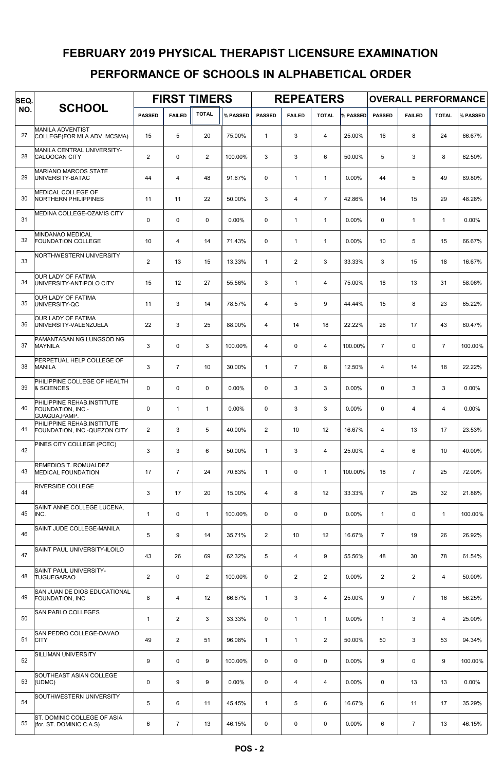# FEBRUARY 2019 PHYSICAL THERAPIST LICENSURE EXAMINATION

## PERFORMANCE OF SCHOOLS IN ALPHABETICAL ORDER

| SEQ. NO. | SCHOOL | FIRST TIMERS | | | | REPEATERS | | | | OVERALL PERFORMANCE | | | |
|---|---|---|---|---|---|---|---|---|---|---|---|---|---|
| | | PASSED | FAILED | TOTAL | % PASSED | PASSED | FAILED | TOTAL | % PASSED | PASSED | FAILED | TOTAL | % PASSED |
| 27 | MANILA ADVENTIST COLLEGE(FOR MLA ADV. MCSMA) | 15 | 5 | 20 | 75.00% | 1 | 3 | 4 | 25.00% | 16 | 8 | 24 | 66.67% |
| 28 | MANILA CENTRAL UNIVERSITY-CALOOCAN CITY | 2 | 0 | 2 | 100.00% | 3 | 3 | 6 | 50.00% | 5 | 3 | 8 | 62.50% |
| 29 | MARIANO MARCOS STATE UNIVERSITY-BATAC | 44 | 4 | 48 | 91.67% | 0 | 1 | 1 | 0.00% | 44 | 5 | 49 | 89.80% |
| 30 | MEDICAL COLLEGE OF NORTHERN PHILIPPINES | 11 | 11 | 22 | 50.00% | 3 | 4 | 7 | 42.86% | 14 | 15 | 29 | 48.28% |
| 31 | MEDINA COLLEGE-OZAMIS CITY | 0 | 0 | 0 | 0.00% | 0 | 1 | 1 | 0.00% | 0 | 1 | 1 | 0.00% |
| 32 | MINDANAO MEDICAL FOUNDATION COLLEGE | 10 | 4 | 14 | 71.43% | 0 | 1 | 1 | 0.00% | 10 | 5 | 15 | 66.67% |
| 33 | NORTHWESTERN UNIVERSITY | 2 | 13 | 15 | 13.33% | 1 | 2 | 3 | 33.33% | 3 | 15 | 18 | 16.67% |
| 34 | OUR LADY OF FATIMA UNIVERSITY-ANTIPOLO CITY | 15 | 12 | 27 | 55.56% | 3 | 1 | 4 | 75.00% | 18 | 13 | 31 | 58.06% |
| 35 | OUR LADY OF FATIMA UNIVERSITY-QC | 11 | 3 | 14 | 78.57% | 4 | 5 | 9 | 44.44% | 15 | 8 | 23 | 65.22% |
| 36 | OUR LADY OF FATIMA UNIVERSITY-VALENZUELA | 22 | 3 | 25 | 88.00% | 4 | 14 | 18 | 22.22% | 26 | 17 | 43 | 60.47% |
| 37 | PAMANTASAN NG LUNGSOD NG MAYNILA | 3 | 0 | 3 | 100.00% | 4 | 0 | 4 | 100.00% | 7 | 0 | 7 | 100.00% |
| 38 | PERPETUAL HELP COLLEGE OF MANILA | 3 | 7 | 10 | 30.00% | 1 | 7 | 8 | 12.50% | 4 | 14 | 18 | 22.22% |
| 39 | PHILIPPINE COLLEGE OF HEALTH & SCIENCES | 0 | 0 | 0 | 0.00% | 0 | 3 | 3 | 0.00% | 0 | 3 | 3 | 0.00% |
| 40 | PHILIPPINE REHAB.INSTITUTE FOUNDATION, INC.-GUAGUA,PAMP. | 0 | 1 | 1 | 0.00% | 0 | 3 | 3 | 0.00% | 0 | 4 | 4 | 0.00% |
| 41 | PHILIPPINE REHAB.INSTITUTE FOUNDATION, INC.-QUEZON CITY | 2 | 3 | 5 | 40.00% | 2 | 10 | 12 | 16.67% | 4 | 13 | 17 | 23.53% |
| 42 | PINES CITY COLLEGE (PCEC) | 3 | 3 | 6 | 50.00% | 1 | 3 | 4 | 25.00% | 4 | 6 | 10 | 40.00% |
| 43 | REMEDIOS T. ROMUALDEZ MEDICAL FOUNDATION | 17 | 7 | 24 | 70.83% | 1 | 0 | 1 | 100.00% | 18 | 7 | 25 | 72.00% |
| 44 | RIVERSIDE COLLEGE | 3 | 17 | 20 | 15.00% | 4 | 8 | 12 | 33.33% | 7 | 25 | 32 | 21.88% |
| 45 | SAINT ANNE COLLEGE LUCENA, INC. | 1 | 0 | 1 | 100.00% | 0 | 0 | 0 | 0.00% | 1 | 0 | 1 | 100.00% |
| 46 | SAINT JUDE COLLEGE-MANILA | 5 | 9 | 14 | 35.71% | 2 | 10 | 12 | 16.67% | 7 | 19 | 26 | 26.92% |
| 47 | SAINT PAUL UNIVERSITY-ILOILO | 43 | 26 | 69 | 62.32% | 5 | 4 | 9 | 55.56% | 48 | 30 | 78 | 61.54% |
| 48 | SAINT PAUL UNIVERSITY-TUGUEGARAO | 2 | 0 | 2 | 100.00% | 0 | 2 | 2 | 0.00% | 2 | 2 | 4 | 50.00% |
| 49 | SAN JUAN DE DIOS EDUCATIONAL FOUNDATION, INC | 8 | 4 | 12 | 66.67% | 1 | 3 | 4 | 25.00% | 9 | 7 | 16 | 56.25% |
| 50 | SAN PABLO COLLEGES | 1 | 2 | 3 | 33.33% | 0 | 1 | 1 | 0.00% | 1 | 3 | 4 | 25.00% |
| 51 | SAN PEDRO COLLEGE-DAVAO CITY | 49 | 2 | 51 | 96.08% | 1 | 1 | 2 | 50.00% | 50 | 3 | 53 | 94.34% |
| 52 | SILLIMAN UNIVERSITY | 9 | 0 | 9 | 100.00% | 0 | 0 | 0 | 0.00% | 9 | 0 | 9 | 100.00% |
| 53 | SOUTHEAST ASIAN COLLEGE (UDMC) | 0 | 9 | 9 | 0.00% | 0 | 4 | 4 | 0.00% | 0 | 13 | 13 | 0.00% |
| 54 | SOUTHWESTERN UNIVERSITY | 5 | 6 | 11 | 45.45% | 1 | 5 | 6 | 16.67% | 6 | 11 | 17 | 35.29% |
| 55 | ST. DOMINIC COLLEGE OF ASIA (for. ST. DOMINIC C.A.S) | 6 | 7 | 13 | 46.15% | 0 | 0 | 0 | 0.00% | 6 | 7 | 13 | 46.15% |

POS - 2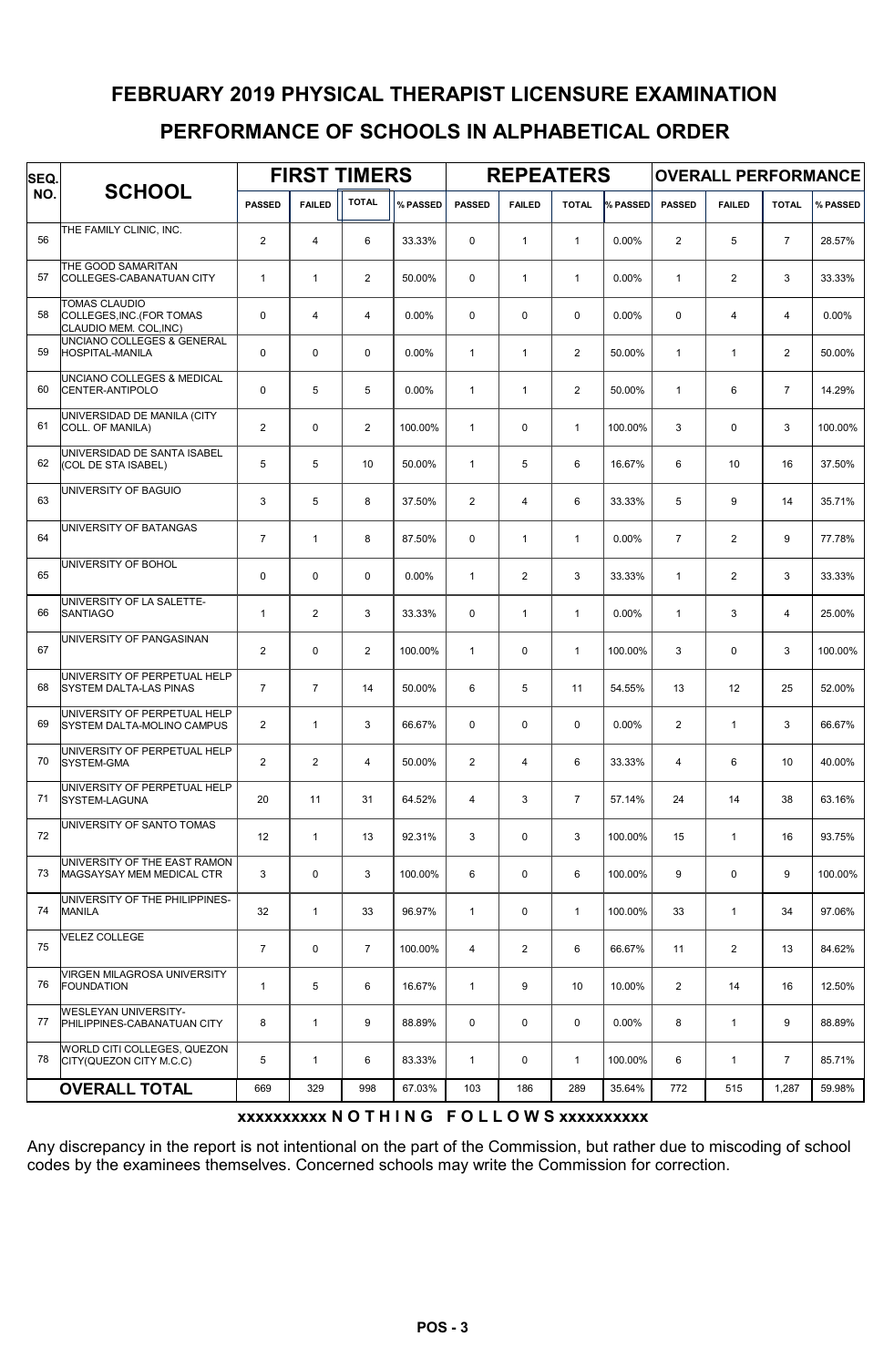# FEBRUARY 2019 PHYSICAL THERAPIST LICENSURE EXAMINATION

## PERFORMANCE OF SCHOOLS IN ALPHABETICAL ORDER

| SEQ. NO. | SCHOOL | FIRST TIMERS | | | | REPEATERS | | | | OVERALL PERFORMANCE | | | |
|---|---|---|---|---|---|---|---|---|---|---|---|---|---|
| | | PASSED | FAILED | TOTAL | % PASSED | PASSED | FAILED | TOTAL | % PASSED | PASSED | FAILED | TOTAL | % PASSED |
| 56 | THE FAMILY CLINIC, INC. | 2 | 4 | 6 | 33.33% | 0 | 1 | 1 | 0.00% | 2 | 5 | 7 | 28.57% |
| 57 | THE GOOD SAMARITAN COLLEGES-CABANATUAN CITY | 1 | 1 | 2 | 50.00% | 0 | 1 | 1 | 0.00% | 1 | 2 | 3 | 33.33% |
| 58 | TOMAS CLAUDIO COLLEGES,INC.(FOR TOMAS CLAUDIO MEM. COL,INC) | 0 | 4 | 4 | 0.00% | 0 | 0 | 0 | 0.00% | 0 | 4 | 4 | 0.00% |
| 59 | UNCIANO COLLEGES & GENERAL HOSPITAL-MANILA | 0 | 0 | 0 | 0.00% | 1 | 1 | 2 | 50.00% | 1 | 1 | 2 | 50.00% |
| 60 | UNCIANO COLLEGES & MEDICAL CENTER-ANTIPOLO | 0 | 5 | 5 | 0.00% | 1 | 1 | 2 | 50.00% | 1 | 6 | 7 | 14.29% |
| 61 | UNIVERSIDAD DE MANILA (CITY COLL. OF MANILA) | 2 | 0 | 2 | 100.00% | 1 | 0 | 1 | 100.00% | 3 | 0 | 3 | 100.00% |
| 62 | UNIVERSIDAD DE SANTA ISABEL (COL DE STA ISABEL) | 5 | 5 | 10 | 50.00% | 1 | 5 | 6 | 16.67% | 6 | 10 | 16 | 37.50% |
| 63 | UNIVERSITY OF BAGUIO | 3 | 5 | 8 | 37.50% | 2 | 4 | 6 | 33.33% | 5 | 9 | 14 | 35.71% |
| 64 | UNIVERSITY OF BATANGAS | 7 | 1 | 8 | 87.50% | 0 | 1 | 1 | 0.00% | 7 | 2 | 9 | 77.78% |
| 65 | UNIVERSITY OF BOHOL | 0 | 0 | 0 | 0.00% | 1 | 2 | 3 | 33.33% | 1 | 2 | 3 | 33.33% |
| 66 | UNIVERSITY OF LA SALETTE-SANTIAGO | 1 | 2 | 3 | 33.33% | 0 | 1 | 1 | 0.00% | 1 | 3 | 4 | 25.00% |
| 67 | UNIVERSITY OF PANGASINAN | 2 | 0 | 2 | 100.00% | 1 | 0 | 1 | 100.00% | 3 | 0 | 3 | 100.00% |
| 68 | UNIVERSITY OF PERPETUAL HELP SYSTEM DALTA-LAS PINAS | 7 | 7 | 14 | 50.00% | 6 | 5 | 11 | 54.55% | 13 | 12 | 25 | 52.00% |
| 69 | UNIVERSITY OF PERPETUAL HELP SYSTEM DALTA-MOLINO CAMPUS | 2 | 1 | 3 | 66.67% | 0 | 0 | 0 | 0.00% | 2 | 1 | 3 | 66.67% |
| 70 | UNIVERSITY OF PERPETUAL HELP SYSTEM-GMA | 2 | 2 | 4 | 50.00% | 2 | 4 | 6 | 33.33% | 4 | 6 | 10 | 40.00% |
| 71 | UNIVERSITY OF PERPETUAL HELP SYSTEM-LAGUNA | 20 | 11 | 31 | 64.52% | 4 | 3 | 7 | 57.14% | 24 | 14 | 38 | 63.16% |
| 72 | UNIVERSITY OF SANTO TOMAS | 12 | 1 | 13 | 92.31% | 3 | 0 | 3 | 100.00% | 15 | 1 | 16 | 93.75% |
| 73 | UNIVERSITY OF THE EAST RAMON MAGSAYSAY MEM MEDICAL CTR | 3 | 0 | 3 | 100.00% | 6 | 0 | 6 | 100.00% | 9 | 0 | 9 | 100.00% |
| 74 | UNIVERSITY OF THE PHILIPPINES-MANILA | 32 | 1 | 33 | 96.97% | 1 | 0 | 1 | 100.00% | 33 | 1 | 34 | 97.06% |
| 75 | VELEZ COLLEGE | 7 | 0 | 7 | 100.00% | 4 | 2 | 6 | 66.67% | 11 | 2 | 13 | 84.62% |
| 76 | VIRGEN MILAGROSA UNIVERSITY FOUNDATION | 1 | 5 | 6 | 16.67% | 1 | 9 | 10 | 10.00% | 2 | 14 | 16 | 12.50% |
| 77 | WESLEYAN UNIVERSITY-PHILIPPINES-CABANATUAN CITY | 8 | 1 | 9 | 88.89% | 0 | 0 | 0 | 0.00% | 8 | 1 | 9 | 88.89% |
| 78 | WORLD CITI COLLEGES, QUEZON CITY(QUEZON CITY M.C.C) | 5 | 1 | 6 | 83.33% | 1 | 0 | 1 | 100.00% | 6 | 1 | 7 | 85.71% |
| | **OVERALL TOTAL** | 669 | 329 | 998 | 67.03% | 103 | 186 | 289 | 35.64% | 772 | 515 | 1,287 | 59.98% |

**xxxxxxxxxx N O T H I N G F O L L O W S xxxxxxxxxx**

Any discrepancy in the report is not intentional on the part of the Commission, but rather due to miscoding of school codes by the examinees themselves. Concerned schools may write the Commission for correction.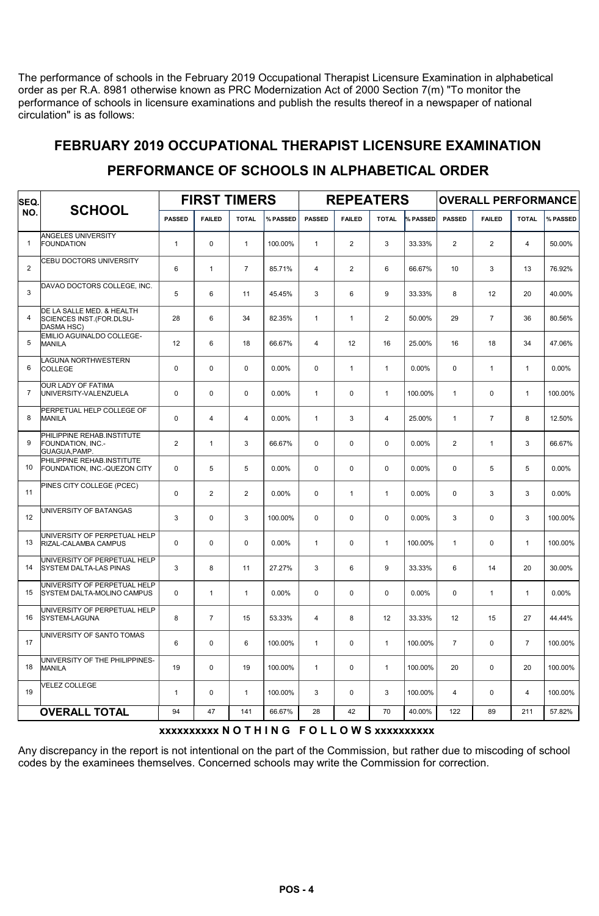The performance of schools in the February 2019 Occupational Therapist Licensure Examination in alphabetical order as per R.A. 8981 otherwise known as PRC Modernization Act of 2000 Section 7(m) "To monitor the performance of schools in licensure examinations and publish the results thereof in a newspaper of national circulation" is as follows:

## FEBRUARY 2019 OCCUPATIONAL THERAPIST LICENSURE EXAMINATION

## PERFORMANCE OF SCHOOLS IN ALPHABETICAL ORDER

| SEQ. NO. | SCHOOL | FIRST TIMERS | | | | REPEATERS | | | | OVERALL PERFORMANCE | | | |
|---|---|---|---|---|---|---|---|---|---|---|---|---|---|
| | | PASSED | FAILED | TOTAL | % PASSED | PASSED | FAILED | TOTAL | % PASSED | PASSED | FAILED | TOTAL | % PASSED |
| 1 | ANGELES UNIVERSITY FOUNDATION | 1 | 0 | 1 | 100.00% | 1 | 2 | 3 | 33.33% | 2 | 2 | 4 | 50.00% |
| 2 | CEBU DOCTORS UNIVERSITY | 6 | 1 | 7 | 85.71% | 4 | 2 | 6 | 66.67% | 10 | 3 | 13 | 76.92% |
| 3 | DAVAO DOCTORS COLLEGE, INC. | 5 | 6 | 11 | 45.45% | 3 | 6 | 9 | 33.33% | 8 | 12 | 20 | 40.00% |
| 4 | DE LA SALLE MED. & HEALTH SCIENCES INST.(FOR.DLSU-DASMA HSC) | 28 | 6 | 34 | 82.35% | 1 | 1 | 2 | 50.00% | 29 | 7 | 36 | 80.56% |
| 5 | EMILIO AGUINALDO COLLEGE-MANILA | 12 | 6 | 18 | 66.67% | 4 | 12 | 16 | 25.00% | 16 | 18 | 34 | 47.06% |
| 6 | LAGUNA NORTHWESTERN COLLEGE | 0 | 0 | 0 | 0.00% | 0 | 1 | 1 | 0.00% | 0 | 1 | 1 | 0.00% |
| 7 | OUR LADY OF FATIMA UNIVERSITY-VALENZUELA | 0 | 0 | 0 | 0.00% | 1 | 0 | 1 | 100.00% | 1 | 0 | 1 | 100.00% |
| 8 | PERPETUAL HELP COLLEGE OF MANILA | 0 | 4 | 4 | 0.00% | 1 | 3 | 4 | 25.00% | 1 | 7 | 8 | 12.50% |
| 9 | PHILIPPINE REHAB.INSTITUTE FOUNDATION, INC.-GUAGUA,PAMP. | 2 | 1 | 3 | 66.67% | 0 | 0 | 0 | 0.00% | 2 | 1 | 3 | 66.67% |
| 10 | PHILIPPINE REHAB.INSTITUTE FOUNDATION, INC.-QUEZON CITY | 0 | 5 | 5 | 0.00% | 0 | 0 | 0 | 0.00% | 0 | 5 | 5 | 0.00% |
| 11 | PINES CITY COLLEGE (PCEC) | 0 | 2 | 2 | 0.00% | 0 | 1 | 1 | 0.00% | 0 | 3 | 3 | 0.00% |
| 12 | UNIVERSITY OF BATANGAS | 3 | 0 | 3 | 100.00% | 0 | 0 | 0 | 0.00% | 3 | 0 | 3 | 100.00% |
| 13 | UNIVERSITY OF PERPETUAL HELP RIZAL-CALAMBA CAMPUS | 0 | 0 | 0 | 0.00% | 1 | 0 | 1 | 100.00% | 1 | 0 | 1 | 100.00% |
| 14 | UNIVERSITY OF PERPETUAL HELP SYSTEM DALTA-LAS PINAS | 3 | 8 | 11 | 27.27% | 3 | 6 | 9 | 33.33% | 6 | 14 | 20 | 30.00% |
| 15 | UNIVERSITY OF PERPETUAL HELP SYSTEM DALTA-MOLINO CAMPUS | 0 | 1 | 1 | 0.00% | 0 | 0 | 0 | 0.00% | 0 | 1 | 1 | 0.00% |
| 16 | UNIVERSITY OF PERPETUAL HELP SYSTEM-LAGUNA | 8 | 7 | 15 | 53.33% | 4 | 8 | 12 | 33.33% | 12 | 15 | 27 | 44.44% |
| 17 | UNIVERSITY OF SANTO TOMAS | 6 | 0 | 6 | 100.00% | 1 | 0 | 1 | 100.00% | 7 | 0 | 7 | 100.00% |
| 18 | UNIVERSITY OF THE PHILIPPINES-MANILA | 19 | 0 | 19 | 100.00% | 1 | 0 | 1 | 100.00% | 20 | 0 | 20 | 100.00% |
| 19 | VELEZ COLLEGE | 1 | 0 | 1 | 100.00% | 3 | 0 | 3 | 100.00% | 4 | 0 | 4 | 100.00% |
| | **OVERALL TOTAL** | 94 | 47 | 141 | 66.67% | 28 | 42 | 70 | 40.00% | 122 | 89 | 211 | 57.82% |

**xxxxxxxxxx N O T H I N G F O L L O W S xxxxxxxxxx**

Any discrepancy in the report is not intentional on the part of the Commission, but rather due to miscoding of school codes by the examinees themselves. Concerned schools may write the Commission for correction.